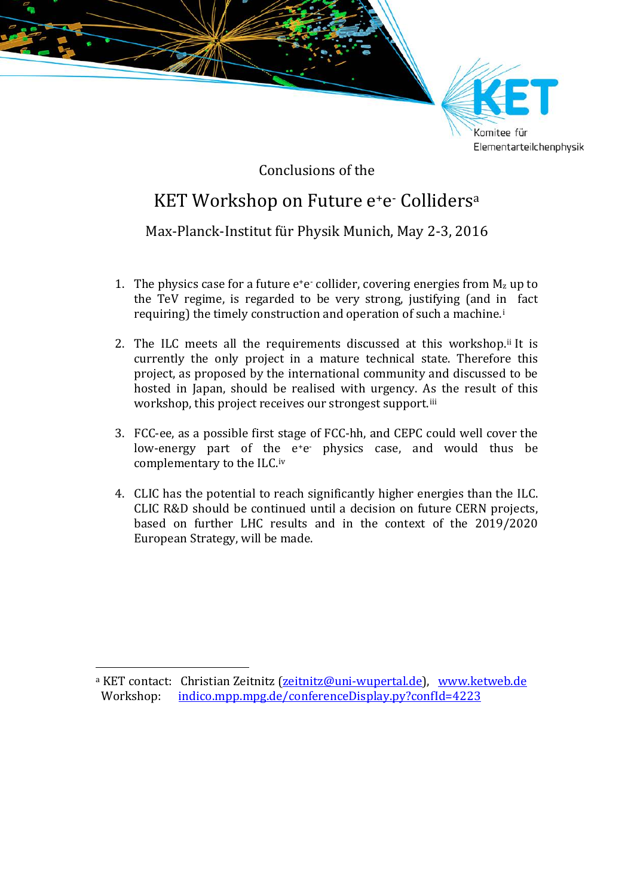Komitee für Elementarteilchenphysik

Conclusions of the

# KET Workshop on Future $e^+e^-$ Colliders[a]

Max-Planck-Institut für Physik Munich, May 2-3, 2016

1. The physics case for a future $e^+e^-$ collider, covering energies from $M_Z$ up to the TeV regime, is regarded to be very strong, justifying (and in fact requiring) the timely construction and operation of such a machine.[i]

2. The ILC meets all the requirements discussed at this workshop.[ii] It is currently the only project in a mature technical state. Therefore this project, as proposed by the international community and discussed to be hosted in Japan, should be realised with urgency. As the result of this workshop, this project receives our strongest support.[iii]

3. FCC-ee, as a possible first stage of FCC-hh, and CEPC could well cover the low-energy part of the $e^+e^-$ physics case, and would thus be complementary to the ILC.[iv]

4. CLIC has the potential to reach significantly higher energies than the ILC. CLIC R&D should be continued until a decision on future CERN projects, based on further LHC results and in the context of the 2019/2020 European Strategy, will be made.

---

[a] KET contact: Christian Zeitnitz (zeitnitz@uni-wupertal.de), www.ketweb.de
Workshop: indico.mpp.mpg.de/conferenceDisplay.py?confId=4223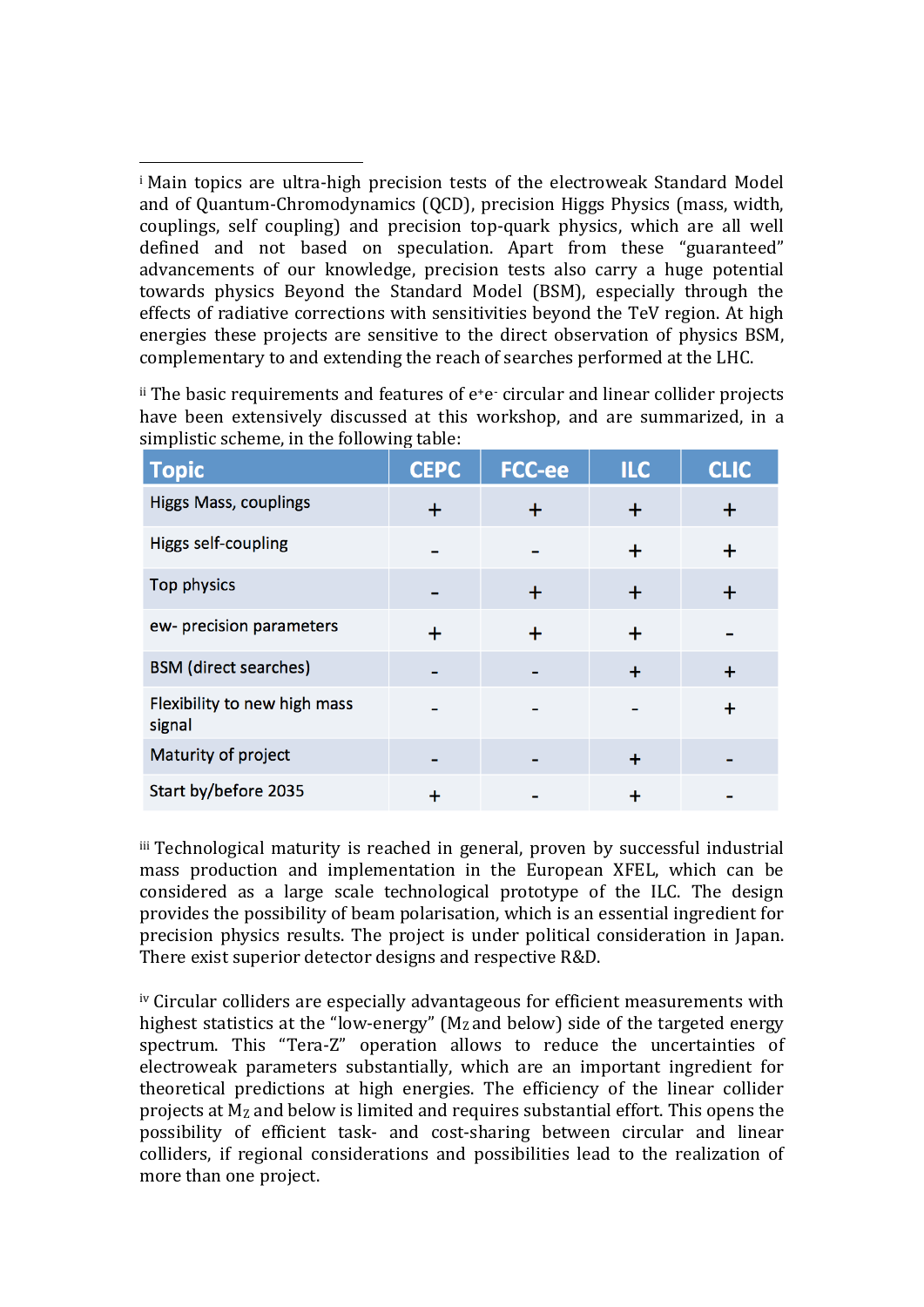[i] Main topics are ultra-high precision tests of the electroweak Standard Model and of Quantum-Chromodynamics (QCD), precision Higgs Physics (mass, width, couplings, self coupling) and precision top-quark physics, which are all well defined and not based on speculation. Apart from these "guaranteed" advancements of our knowledge, precision tests also carry a huge potential towards physics Beyond the Standard Model (BSM), especially through the effects of radiative corrections with sensitivities beyond the TeV region. At high energies these projects are sensitive to the direct observation of physics BSM, complementary to and extending the reach of searches performed at the LHC.

[ii] The basic requirements and features of $e^+e^-$ circular and linear collider projects have been extensively discussed at this workshop, and are summarized, in a simplistic scheme, in the following table:

| Topic | CEPC | FCC-ee | ILC | CLIC |
|---|---|---|---|---|
| Higgs Mass, couplings | + | + | + | + |
| Higgs self-coupling | - | - | + | + |
| Top physics | - | + | + | + |
| ew- precision parameters | + | + | + | - |
| BSM (direct searches) | - | - | + | + |
| Flexibility to new high mass signal | - | - | - | + |
| Maturity of project | - | - | + | - |
| Start by/before 2035 | + | - | + | - |

[iii] Technological maturity is reached in general, proven by successful industrial mass production and implementation in the European XFEL, which can be considered as a large scale technological prototype of the ILC. The design provides the possibility of beam polarisation, which is an essential ingredient for precision physics results. The project is under political consideration in Japan. There exist superior detector designs and respective R&D.

[iv] Circular colliders are especially advantageous for efficient measurements with highest statistics at the "low-energy" ($M_Z$ and below) side of the targeted energy spectrum. This "Tera-Z" operation allows to reduce the uncertainties of electroweak parameters substantially, which are an important ingredient for theoretical predictions at high energies. The efficiency of the linear collider projects at $M_Z$ and below is limited and requires substantial effort. This opens the possibility of efficient task- and cost-sharing between circular and linear colliders, if regional considerations and possibilities lead to the realization of more than one project.